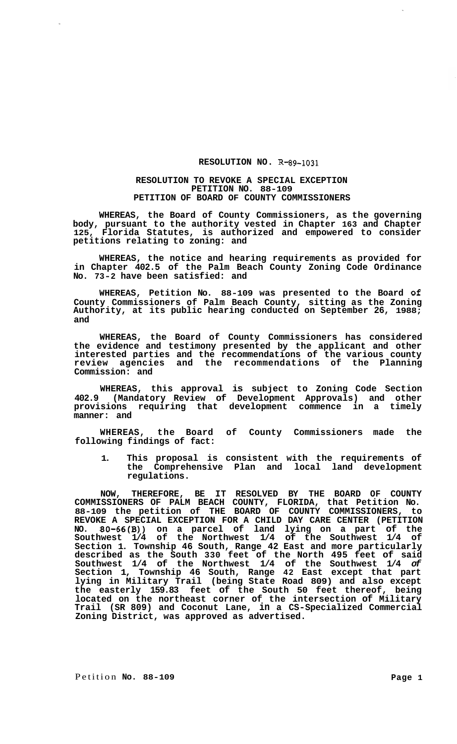# RESOLUTION NO. R-89-1031

## RESOLUTION TO REVOKE A SPECIAL EXCEPTION
## PETITION NO. 88-109
## PETITION OF BOARD OF COUNTY COMMISSIONERS

**WHEREAS, the Board of County Commissioners, as the governing body, pursuant to the authority vested in Chapter 163 and Chapter 125, Florida Statutes, is authorized and empowered to consider petitions relating to zoning: and**

**WHEREAS, the notice and hearing requirements as provided for in Chapter 402.5 of the Palm Beach County Zoning Code Ordinance No. 73-2 have been satisfied: and**

**WHEREAS, Petition No. 88-109 was presented to the Board of County Commissioners of Palm Beach County, sitting as the Zoning Authority, at its public hearing conducted on September 26, 1988; and**

**WHEREAS, the Board of County Commissioners has considered the evidence and testimony presented by the applicant and other interested parties and the recommendations of the various county review agencies and the recommendations of the Planning Commission: and**

**WHEREAS, this approval is subject to Zoning Code Section 402.9 (Mandatory Review of Development Approvals) and other provisions requiring that development commence in a timely manner: and**

**WHEREAS, the Board of County Commissioners made the following findings of fact:**

1. **This proposal is consistent with the requirements of the Comprehensive Plan and local land development regulations.**

**NOW, THEREFORE, BE IT RESOLVED BY THE BOARD OF COUNTY COMMISSIONERS OF PALM BEACH COUNTY, FLORIDA, that Petition No. 88-109 the petition of THE BOARD OF COUNTY COMMISSIONERS, to REVOKE A SPECIAL EXCEPTION FOR A CHILD DAY CARE CENTER (PETITION NO. 80-66(B)) on a parcel of land lying on a part of the Southwest 1/4 of the Northwest 1/4 of the Southwest 1/4 of Section 1. Township 46 South, Range 42 East and more particularly described as the South 330 feet of the North 495 feet of said Southwest 1/4 of the Northwest 1/4 of the Southwest 1/4 of Section 1, Township 46 South, Range 42 East except that part lying in Military Trail (being State Road 809) and also except the easterly 159.83 feet of the South 50 feet thereof, being located on the northeast corner of the intersection of Military Trail (SR 809) and Coconut Lane, in a CS-Specialized Commercial Zoning District, was approved as advertised.**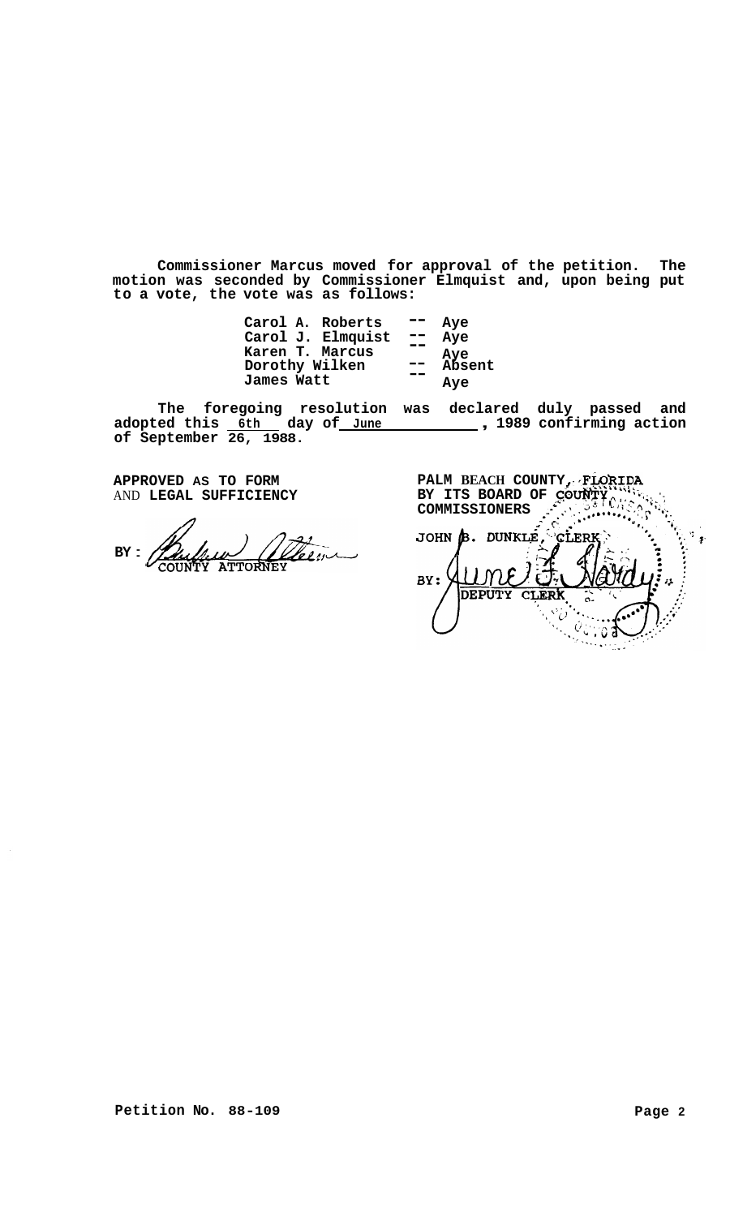Commissioner Marcus moved for approval of the petition. The motion was seconded by Commissioner Elmquist and, upon being put to a vote, the vote was as follows:

| | | |
|---|---|---|
| Carol A. Roberts | -- | Aye |
| Carol J. Elmquist | -- | Aye |
| Karen T. Marcus | -- | Aye |
| Dorothy Wilken | -- | Absent |
| James Watt | -- | Aye |

The foregoing resolution was declared duly passed and adopted this 6th day of June, 1989 confirming action of September 26, 1988.

**APPROVED AS TO FORM AND LEGAL SUFFICIENCY**

BY: ______________________
COUNTY ATTORNEY

**PALM BEACH COUNTY, FLORIDA BY ITS BOARD OF COUNTY COMMISSIONERS**

JOHN B. DUNKLE, CLERK

BY: ______________________
DEPUTY CLERK

Petition No. 88-109